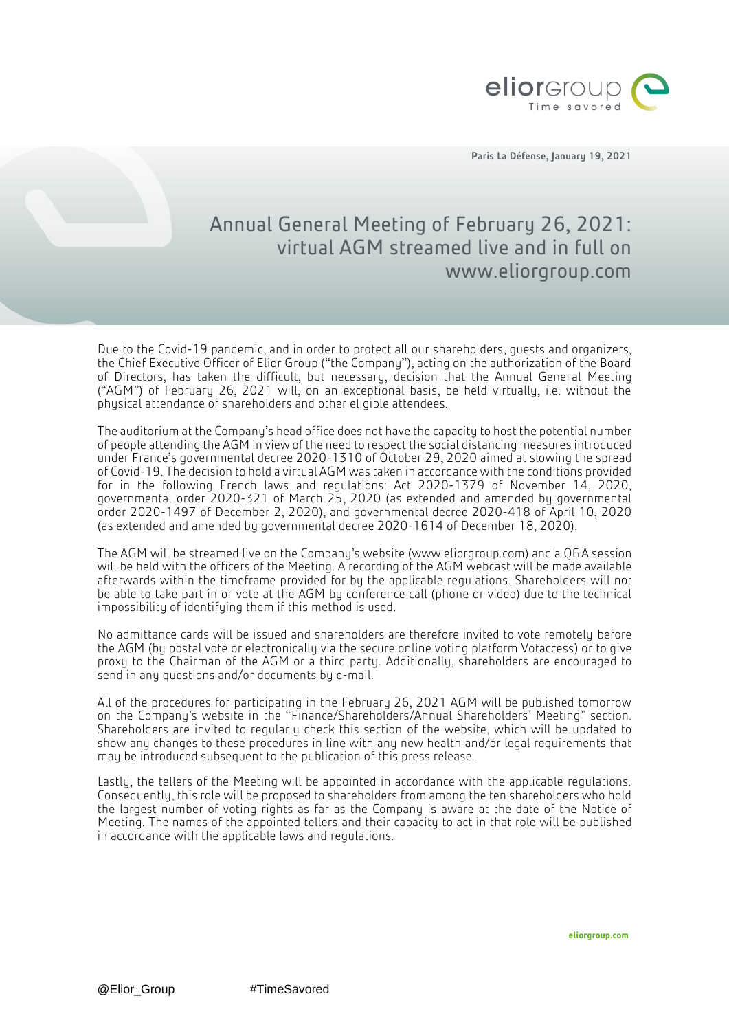Paris La Défense, January 19, 2021

# Annual General Meeting of February 26, 2021: virtual AGM streamed live and in full on www.eliorgroup.com

Due to the Covid-19 pandemic, and in order to protect all our shareholders, guests and organizers, the Chief Executive Officer of Elior Group ("the Company"), acting on the authorization of the Board of Directors, has taken the difficult, but necessary, decision that the Annual General Meeting ("AGM") of February 26, 2021 will, on an exceptional basis, be held virtually, i.e. without the physical attendance of shareholders and other eligible attendees.

The auditorium at the Company's head office does not have the capacity to host the potential number of people attending the AGM in view of the need to respect the social distancing measures introduced under France's governmental decree 2020-1310 of October 29, 2020 aimed at slowing the spread of Covid-19. The decision to hold a virtual AGM was taken in accordance with the conditions provided for in the following French laws and regulations: Act 2020-1379 of November 14, 2020, governmental order 2020-321 of March 25, 2020 (as extended and amended by governmental order 2020-1497 of December 2, 2020), and governmental decree 2020-418 of April 10, 2020 (as extended and amended by governmental decree 2020-1614 of December 18, 2020).

The AGM will be streamed live on the Company's website (www.eliorgroup.com) and a Q&A session will be held with the officers of the Meeting. A recording of the AGM webcast will be made available afterwards within the timeframe provided for by the applicable regulations. Shareholders will not be able to take part in or vote at the AGM by conference call (phone or video) due to the technical impossibility of identifying them if this method is used.

No admittance cards will be issued and shareholders are therefore invited to vote remotely before the AGM (by postal vote or electronically via the secure online voting platform Votaccess) or to give proxy to the Chairman of the AGM or a third party. Additionally, shareholders are encouraged to send in any questions and/or documents by e-mail.

All of the procedures for participating in the February 26, 2021 AGM will be published tomorrow on the Company's website in the "Finance/Shareholders/Annual Shareholders' Meeting" section. Shareholders are invited to regularly check this section of the website, which will be updated to show any changes to these procedures in line with any new health and/or legal requirements that may be introduced subsequent to the publication of this press release.

Lastly, the tellers of the Meeting will be appointed in accordance with the applicable regulations. Consequently, this role will be proposed to shareholders from among the ten shareholders who hold the largest number of voting rights as far as the Company is aware at the date of the Notice of Meeting. The names of the appointed tellers and their capacity to act in that role will be published in accordance with the applicable laws and regulations.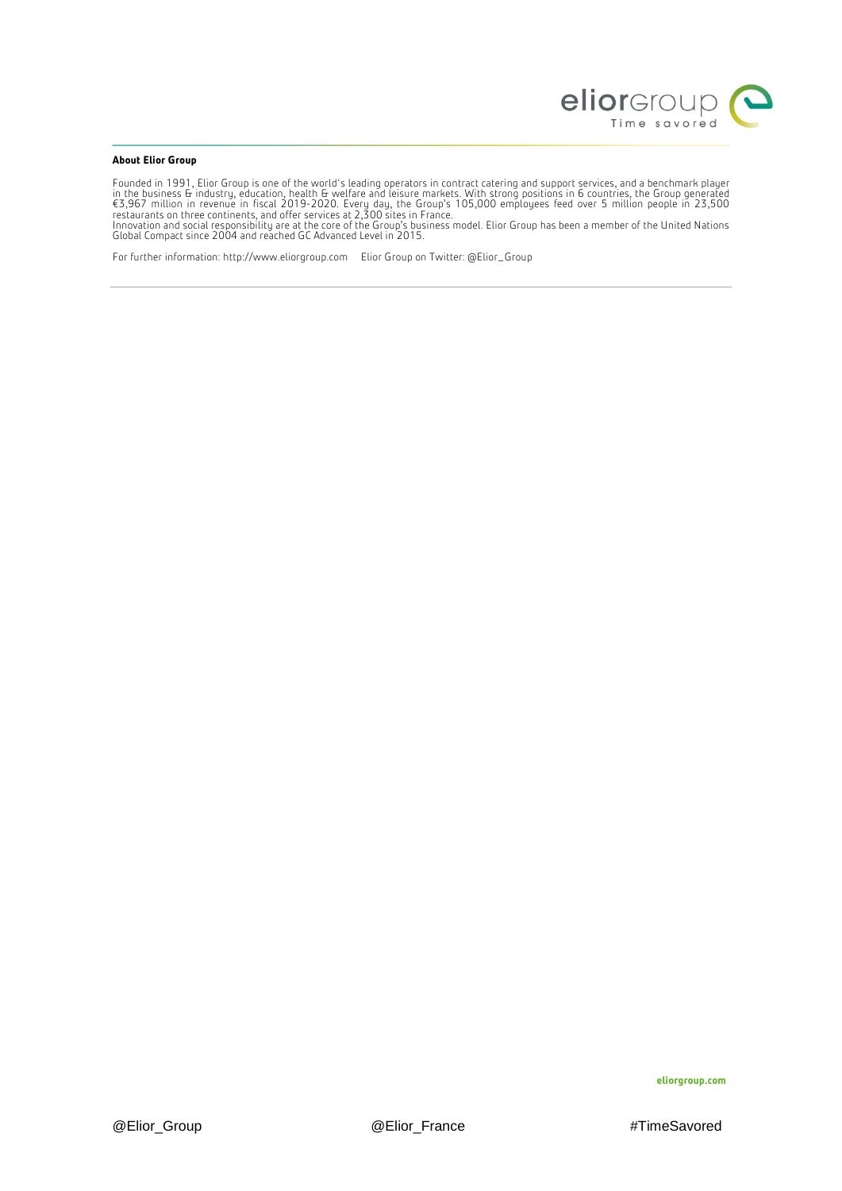**About Elior Group**

Founded in 1991, Elior Group is one of the world's leading operators in contract catering and support services, and a benchmark player in the business & industry, education, health & welfare and leisure markets. With strong positions in 6 countries, the Group generated €3,967 million in revenue in fiscal 2019-2020. Every day, the Group's 105,000 employees feed over 5 million people in 23,500 restaurants on three continents, and offer services at 2,300 sites in France.
Innovation and social responsibility are at the core of the Group's business model. Elior Group has been a member of the United Nations Global Compact since 2004 and reached GC Advanced Level in 2015.

For further information: http://www.eliorgroup.com Elior Group on Twitter: @Elior_Group

eliorgroup.com

@Elior_Group @Elior_France #TimeSavored